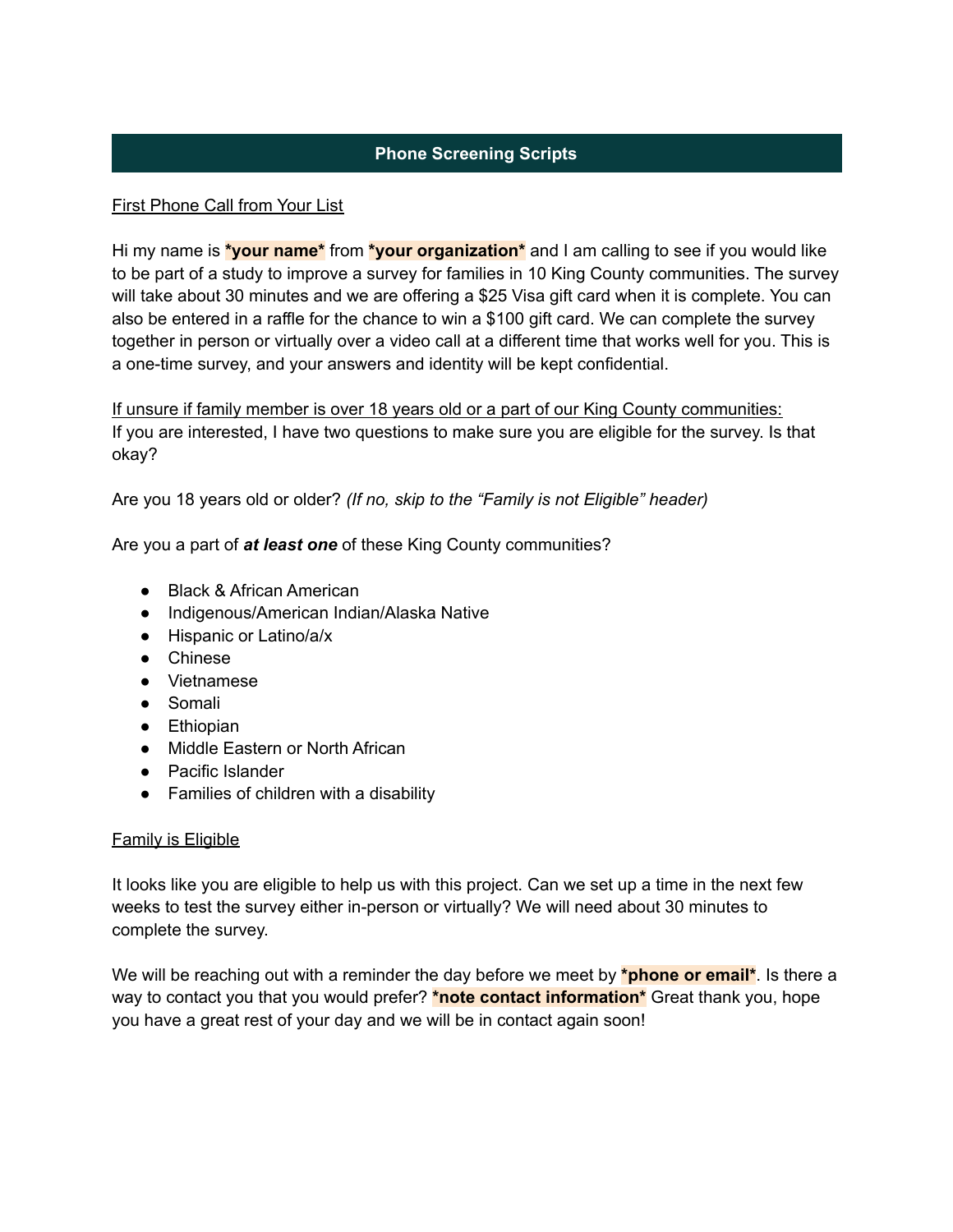# Phone Screening Scripts

<u>First Phone Call from Your List</u>

Hi my name is ***your name*** from ***your organization*** and I am calling to see if you would like to be part of a study to improve a survey for families in 10 King County communities. The survey will take about 30 minutes and we are offering a $25 Visa gift card when it is complete. You can also be entered in a raffle for the chance to win a $100 gift card. We can complete the survey together in person or virtually over a video call at a different time that works well for you. This is a one-time survey, and your answers and identity will be kept confidential.

<u>If unsure if family member is over 18 years old or a part of our King County communities:</u>
If you are interested, I have two questions to make sure you are eligible for the survey. Is that okay?

Are you 18 years old or older? *(If no, skip to the "Family is not Eligible" header)*

Are you a part of ***at least one*** of these King County communities?

- Black & African American
- Indigenous/American Indian/Alaska Native
- Hispanic or Latino/a/x
- Chinese
- Vietnamese
- Somali
- Ethiopian
- Middle Eastern or North African
- Pacific Islander
- Families of children with a disability

<u>Family is Eligible</u>

It looks like you are eligible to help us with this project. Can we set up a time in the next few weeks to test the survey either in-person or virtually? We will need about 30 minutes to complete the survey.

We will be reaching out with a reminder the day before we meet by ***phone or email***. Is there a way to contact you that you would prefer? ***note contact information*** Great thank you, hope you have a great rest of your day and we will be in contact again soon!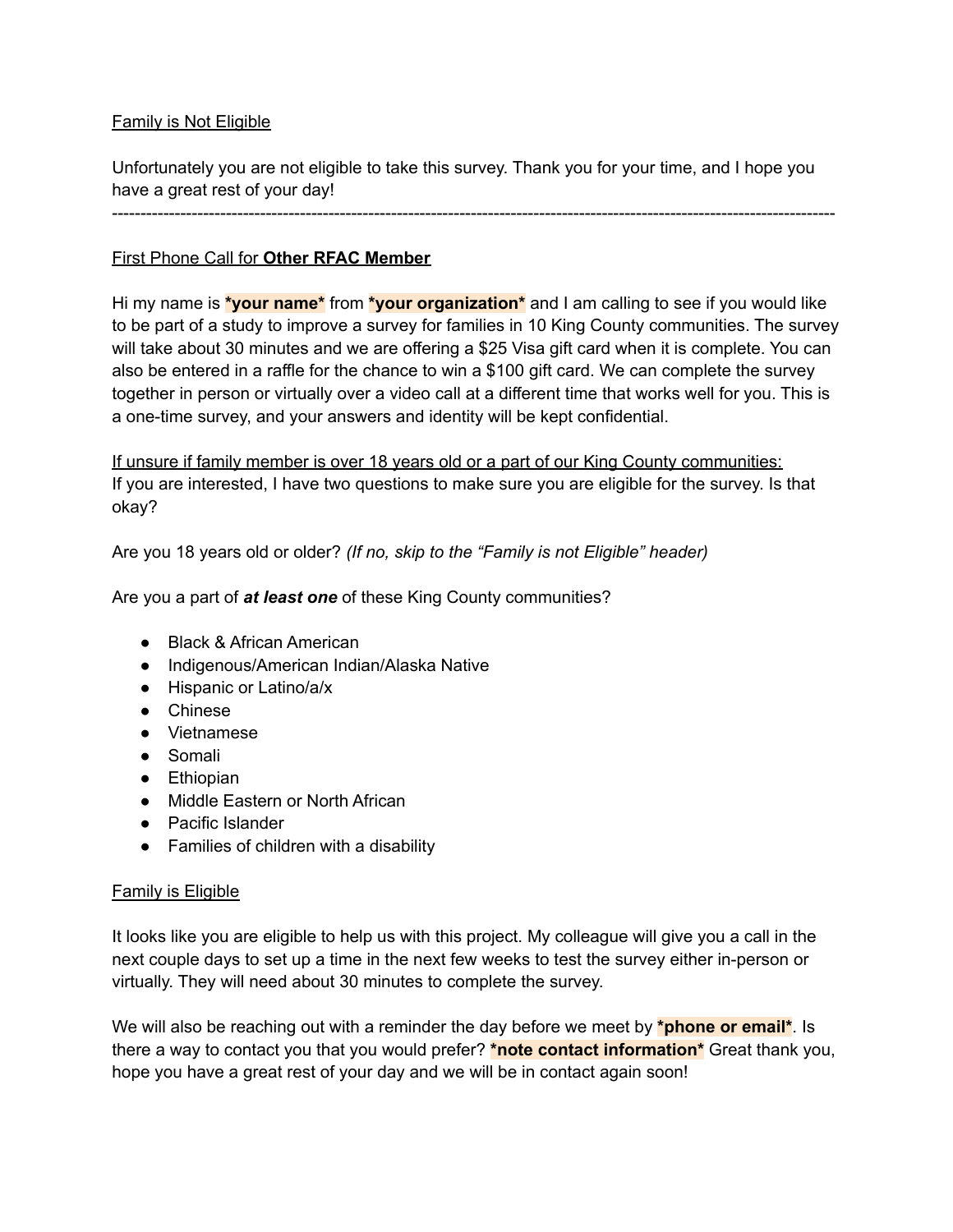<u>Family is Not Eligible</u>

Unfortunately you are not eligible to take this survey. Thank you for your time, and I hope you have a great rest of your day!

---

<u>First Phone Call for **Other RFAC Member**</u>

Hi my name is **\*your name\*** from **\*your organization\*** and I am calling to see if you would like to be part of a study to improve a survey for families in 10 King County communities. The survey will take about 30 minutes and we are offering a $25 Visa gift card when it is complete. You can also be entered in a raffle for the chance to win a $100 gift card. We can complete the survey together in person or virtually over a video call at a different time that works well for you. This is a one-time survey, and your answers and identity will be kept confidential.

<u>If unsure if family member is over 18 years old or a part of our King County communities:</u>
If you are interested, I have two questions to make sure you are eligible for the survey. Is that okay?

Are you 18 years old or older? *(If no, skip to the "Family is not Eligible" header)*

Are you a part of ***at least one*** of these King County communities?

- Black & African American
- Indigenous/American Indian/Alaska Native
- Hispanic or Latino/a/x
- Chinese
- Vietnamese
- Somali
- Ethiopian
- Middle Eastern or North African
- Pacific Islander
- Families of children with a disability

<u>Family is Eligible</u>

It looks like you are eligible to help us with this project. My colleague will give you a call in the next couple days to set up a time in the next few weeks to test the survey either in-person or virtually. They will need about 30 minutes to complete the survey.

We will also be reaching out with a reminder the day before we meet by **\*phone or email\***. Is there a way to contact you that you would prefer? **\*note contact information\*** Great thank you, hope you have a great rest of your day and we will be in contact again soon!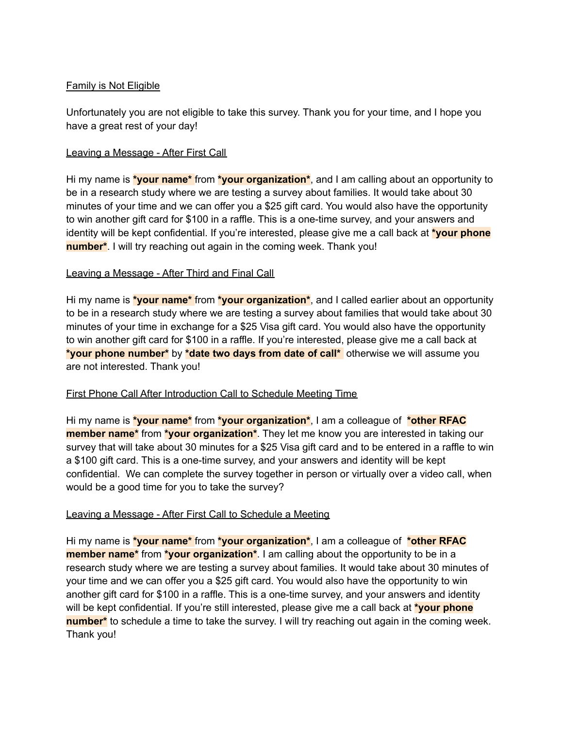Family is Not Eligible

Unfortunately you are not eligible to take this survey. Thank you for your time, and I hope you have a great rest of your day!

Leaving a Message - After First Call

Hi my name is ***your name*** from ***your organization***, and I am calling about an opportunity to be in a research study where we are testing a survey about families. It would take about 30 minutes of your time and we can offer you a $25 gift card. You would also have the opportunity to win another gift card for $100 in a raffle. This is a one-time survey, and your answers and identity will be kept confidential. If you're interested, please give me a call back at ***your phone number***. I will try reaching out again in the coming week. Thank you!

Leaving a Message - After Third and Final Call

Hi my name is ***your name*** from ***your organization***, and I called earlier about an opportunity to be in a research study where we are testing a survey about families that would take about 30 minutes of your time in exchange for a $25 Visa gift card. You would also have the opportunity to win another gift card for $100 in a raffle. If you're interested, please give me a call back at ***your phone number*** by ***date two days from date of call*** otherwise we will assume you are not interested. Thank you!

First Phone Call After Introduction Call to Schedule Meeting Time

Hi my name is ***your name*** from ***your organization***, I am a colleague of ***other RFAC member name*** from ***your organization***. They let me know you are interested in taking our survey that will take about 30 minutes for a $25 Visa gift card and to be entered in a raffle to win a $100 gift card. This is a one-time survey, and your answers and identity will be kept confidential. We can complete the survey together in person or virtually over a video call, when would be a good time for you to take the survey?

Leaving a Message - After First Call to Schedule a Meeting

Hi my name is ***your name*** from ***your organization***, I am a colleague of ***other RFAC member name*** from ***your organization***. I am calling about the opportunity to be in a research study where we are testing a survey about families. It would take about 30 minutes of your time and we can offer you a $25 gift card. You would also have the opportunity to win another gift card for $100 in a raffle. This is a one-time survey, and your answers and identity will be kept confidential. If you're still interested, please give me a call back at ***your phone number*** to schedule a time to take the survey. I will try reaching out again in the coming week. Thank you!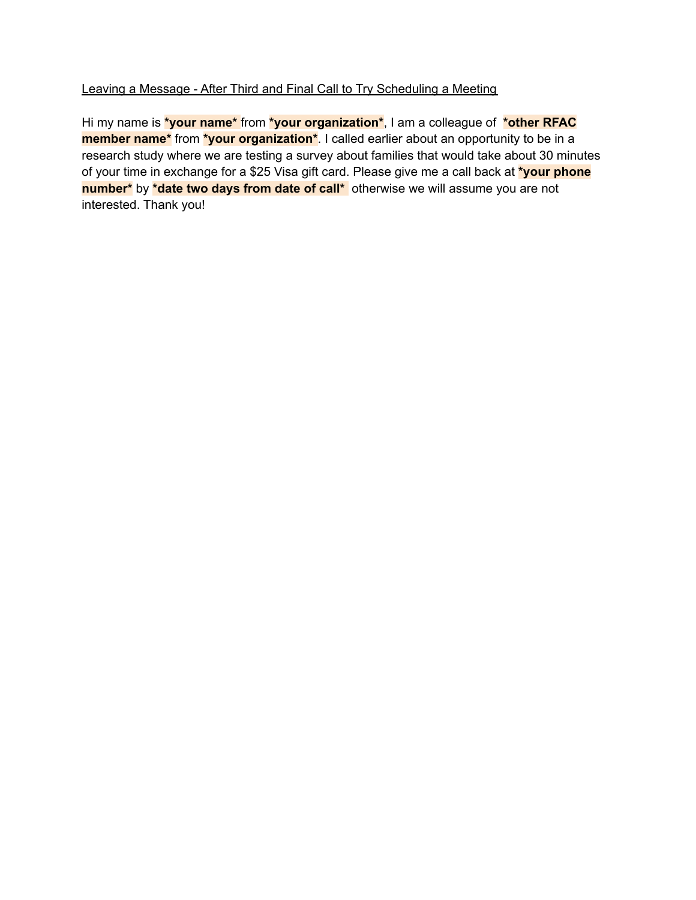<u>Leaving a Message - After Third and Final Call to Try Scheduling a Meeting</u>

Hi my name is ***your name*** from ***your organization***, I am a colleague of ***other RFAC member name*** from ***your organization***. I called earlier about an opportunity to be in a research study where we are testing a survey about families that would take about 30 minutes of your time in exchange for a $25 Visa gift card. Please give me a call back at ***your phone number*** by ***date two days from date of call*** otherwise we will assume you are not interested. Thank you!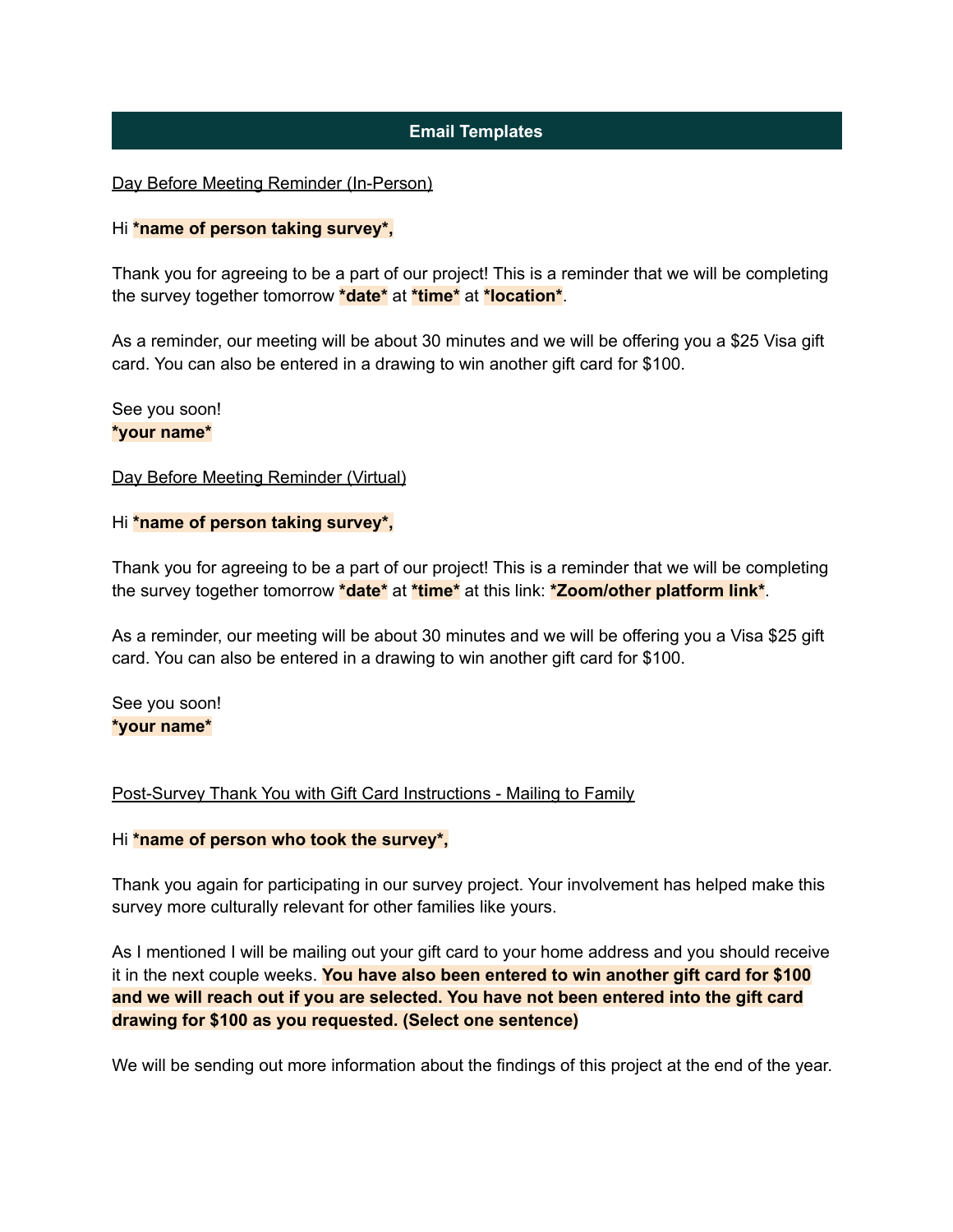## Email Templates

<u>Day Before Meeting Reminder (In-Person)</u>

Hi **\*name of person taking survey\*,**

Thank you for agreeing to be a part of our project! This is a reminder that we will be completing the survey together tomorrow **\*date\*** at **\*time\*** at **\*location\***.

As a reminder, our meeting will be about 30 minutes and we will be offering you a $25 Visa gift card. You can also be entered in a drawing to win another gift card for $100.

See you soon!
**\*your name\***

<u>Day Before Meeting Reminder (Virtual)</u>

Hi **\*name of person taking survey\*,**

Thank you for agreeing to be a part of our project! This is a reminder that we will be completing the survey together tomorrow **\*date\*** at **\*time\*** at this link: **\*Zoom/other platform link\***.

As a reminder, our meeting will be about 30 minutes and we will be offering you a Visa $25 gift card. You can also be entered in a drawing to win another gift card for $100.

See you soon!
**\*your name\***

<u>Post-Survey Thank You with Gift Card Instructions - Mailing to Family</u>

Hi **\*name of person who took the survey\*,**

Thank you again for participating in our survey project. Your involvement has helped make this survey more culturally relevant for other families like yours.

As I mentioned I will be mailing out your gift card to your home address and you should receive it in the next couple weeks. **You have also been entered to win another gift card for $100 and we will reach out if you are selected. You have not been entered into the gift card drawing for $100 as you requested. (Select one sentence)**

We will be sending out more information about the findings of this project at the end of the year.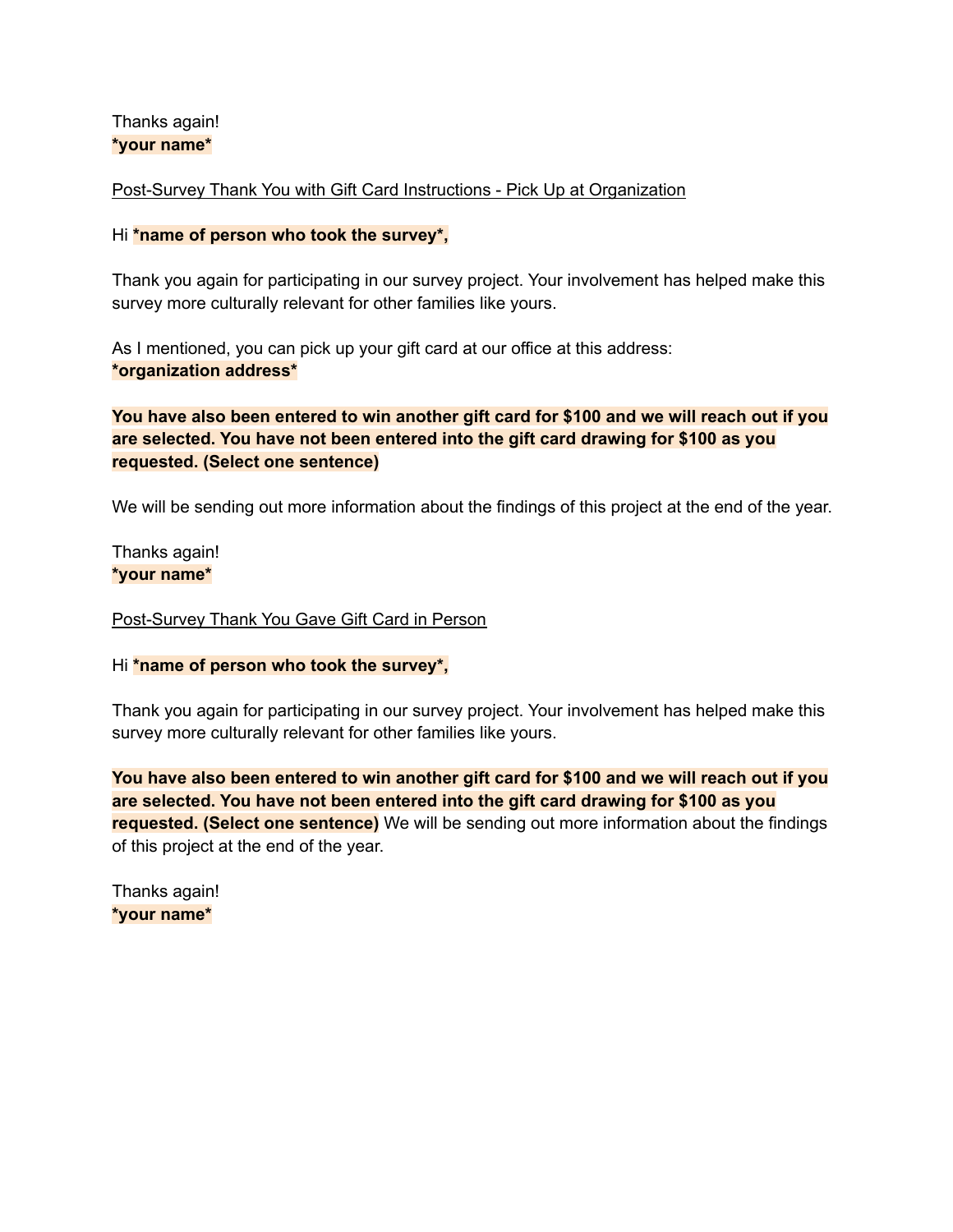Thanks again!
**\*your name\***

Post-Survey Thank You with Gift Card Instructions - Pick Up at Organization

Hi **\*name of person who took the survey\*,**

Thank you again for participating in our survey project. Your involvement has helped make this survey more culturally relevant for other families like yours.

As I mentioned, you can pick up your gift card at our office at this address:
**\*organization address\***

**You have also been entered to win another gift card for $100 and we will reach out if you are selected. You have not been entered into the gift card drawing for $100 as you requested. (Select one sentence)**

We will be sending out more information about the findings of this project at the end of the year.

Thanks again!
**\*your name\***

Post-Survey Thank You Gave Gift Card in Person

Hi **\*name of person who took the survey\*,**

Thank you again for participating in our survey project. Your involvement has helped make this survey more culturally relevant for other families like yours.

**You have also been entered to win another gift card for $100 and we will reach out if you are selected. You have not been entered into the gift card drawing for $100 as you requested. (Select one sentence)** We will be sending out more information about the findings of this project at the end of the year.

Thanks again!
**\*your name\***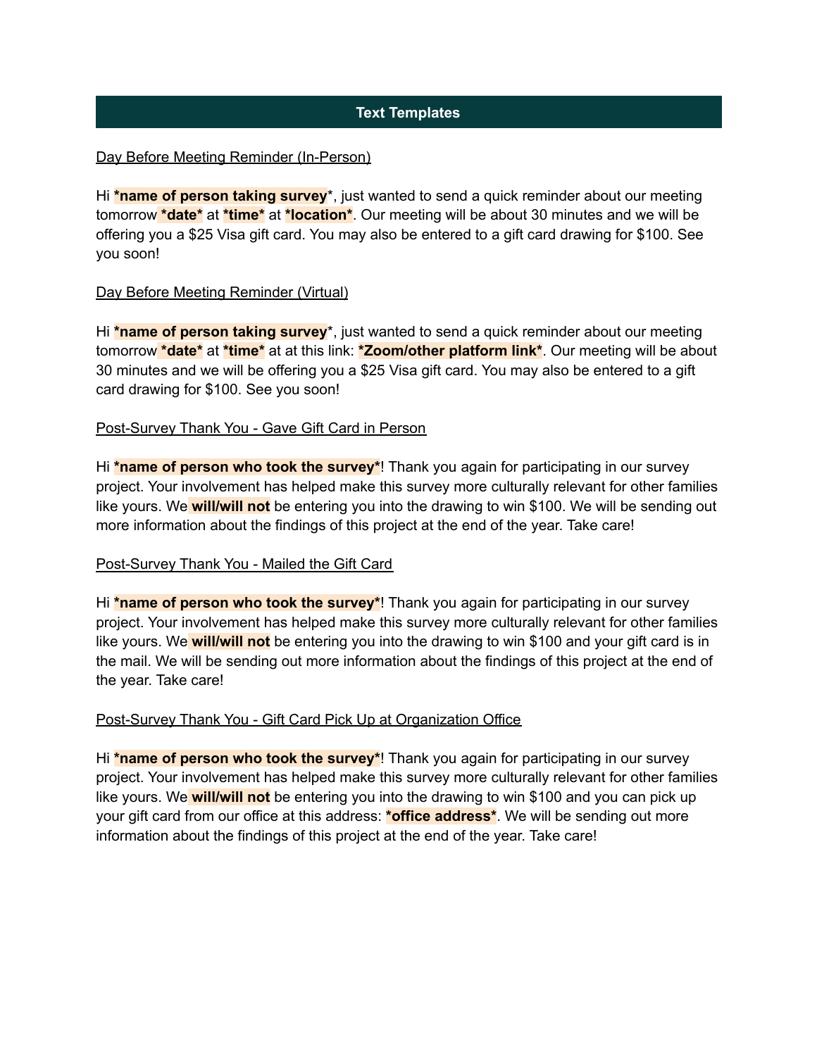## Text Templates

<u>Day Before Meeting Reminder (In-Person)</u>

Hi ***name of person taking survey***, just wanted to send a quick reminder about our meeting tomorrow ***date*** at ***time*** at ***location***. Our meeting will be about 30 minutes and we will be offering you a $25 Visa gift card. You may also be entered to a gift card drawing for $100. See you soon!

<u>Day Before Meeting Reminder (Virtual)</u>

Hi ***name of person taking survey***, just wanted to send a quick reminder about our meeting tomorrow ***date*** at ***time*** at at this link: ***Zoom/other platform link***. Our meeting will be about 30 minutes and we will be offering you a $25 Visa gift card. You may also be entered to a gift card drawing for $100. See you soon!

<u>Post-Survey Thank You - Gave Gift Card in Person</u>

Hi ***name of person who took the survey***! Thank you again for participating in our survey project. Your involvement has helped make this survey more culturally relevant for other families like yours. We **will/will not** be entering you into the drawing to win $100. We will be sending out more information about the findings of this project at the end of the year. Take care!

<u>Post-Survey Thank You - Mailed the Gift Card</u>

Hi ***name of person who took the survey***! Thank you again for participating in our survey project. Your involvement has helped make this survey more culturally relevant for other families like yours. We **will/will not** be entering you into the drawing to win $100 and your gift card is in the mail. We will be sending out more information about the findings of this project at the end of the year. Take care!

<u>Post-Survey Thank You - Gift Card Pick Up at Organization Office</u>

Hi ***name of person who took the survey***! Thank you again for participating in our survey project. Your involvement has helped make this survey more culturally relevant for other families like yours. We **will/will not** be entering you into the drawing to win $100 and you can pick up your gift card from our office at this address: ***office address***. We will be sending out more information about the findings of this project at the end of the year. Take care!